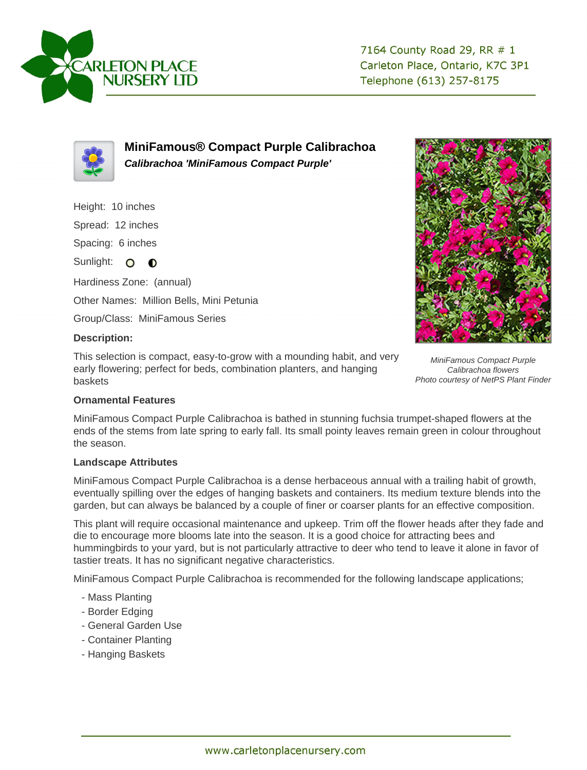CARLETON PLACE NURSERY LTD

7164 County Road 29, RR # 1
Carleton Place, Ontario, K7C 3P1
Telephone (613) 257-8175

# MiniFamous® Compact Purple Calibrachoa

***Calibrachoa 'MiniFamous Compact Purple'***

Height: 10 inches

Spread: 12 inches

Spacing: 6 inches

Sunlight: ○ ◐

Hardiness Zone: (annual)

Other Names: Million Bells, Mini Petunia

Group/Class: MiniFamous Series

**Description:**

This selection is compact, easy-to-grow with a mounding habit, and very early flowering; perfect for beds, combination planters, and hanging baskets

*MiniFamous Compact Purple Calibrachoa flowers*
*Photo courtesy of NetPS Plant Finder*

**Ornamental Features**

MiniFamous Compact Purple Calibrachoa is bathed in stunning fuchsia trumpet-shaped flowers at the ends of the stems from late spring to early fall. Its small pointy leaves remain green in colour throughout the season.

**Landscape Attributes**

MiniFamous Compact Purple Calibrachoa is a dense herbaceous annual with a trailing habit of growth, eventually spilling over the edges of hanging baskets and containers. Its medium texture blends into the garden, but can always be balanced by a couple of finer or coarser plants for an effective composition.

This plant will require occasional maintenance and upkeep. Trim off the flower heads after they fade and die to encourage more blooms late into the season. It is a good choice for attracting bees and hummingbirds to your yard, but is not particularly attractive to deer who tend to leave it alone in favor of tastier treats. It has no significant negative characteristics.

MiniFamous Compact Purple Calibrachoa is recommended for the following landscape applications;

- Mass Planting
- Border Edging
- General Garden Use
- Container Planting
- Hanging Baskets

www.carletonplacenursery.com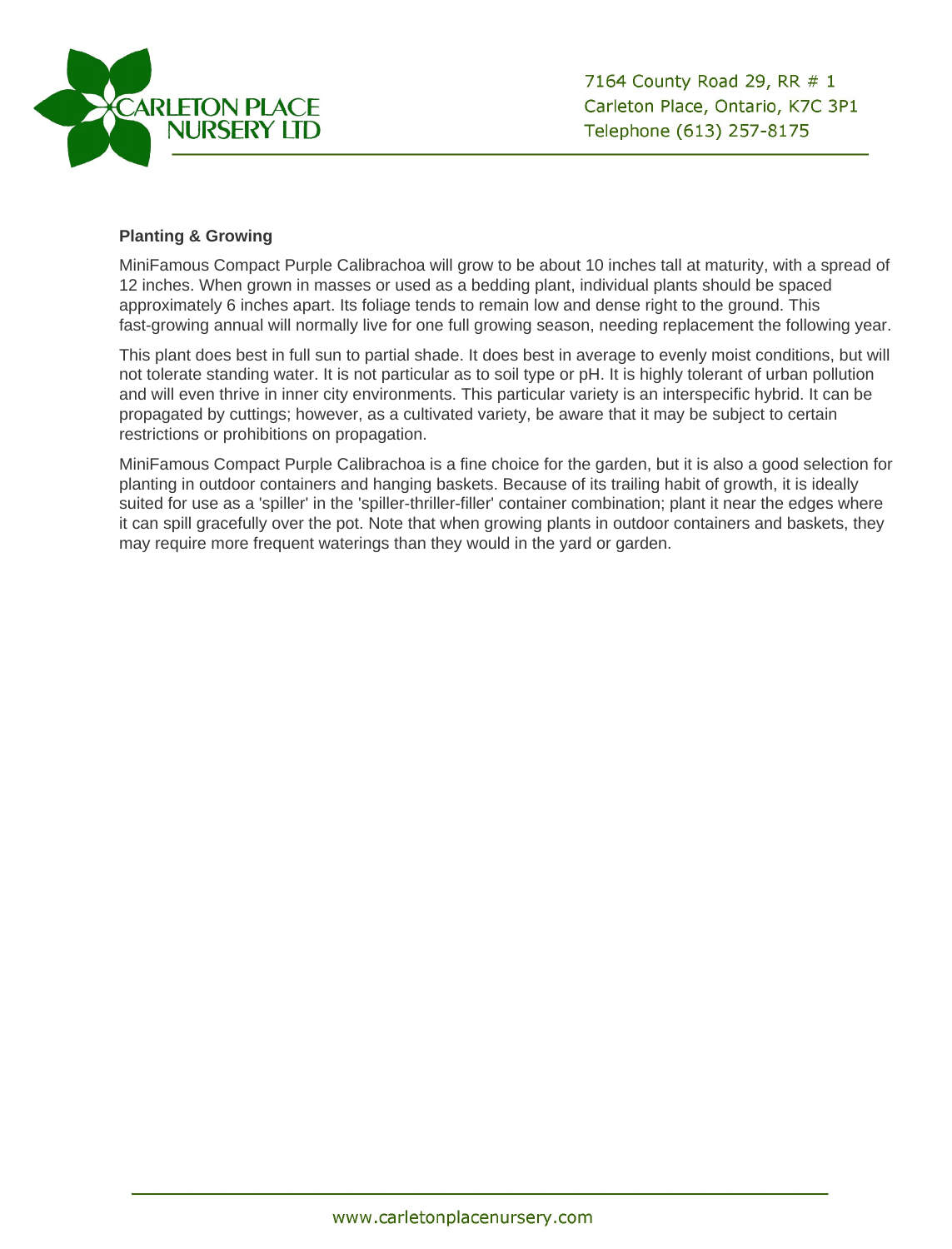## Planting & Growing

MiniFamous Compact Purple Calibrachoa will grow to be about 10 inches tall at maturity, with a spread of 12 inches. When grown in masses or used as a bedding plant, individual plants should be spaced approximately 6 inches apart. Its foliage tends to remain low and dense right to the ground. This fast-growing annual will normally live for one full growing season, needing replacement the following year.

This plant does best in full sun to partial shade. It does best in average to evenly moist conditions, but will not tolerate standing water. It is not particular as to soil type or pH. It is highly tolerant of urban pollution and will even thrive in inner city environments. This particular variety is an interspecific hybrid. It can be propagated by cuttings; however, as a cultivated variety, be aware that it may be subject to certain restrictions or prohibitions on propagation.

MiniFamous Compact Purple Calibrachoa is a fine choice for the garden, but it is also a good selection for planting in outdoor containers and hanging baskets. Because of its trailing habit of growth, it is ideally suited for use as a 'spiller' in the 'spiller-thriller-filler' container combination; plant it near the edges where it can spill gracefully over the pot. Note that when growing plants in outdoor containers and baskets, they may require more frequent waterings than they would in the yard or garden.